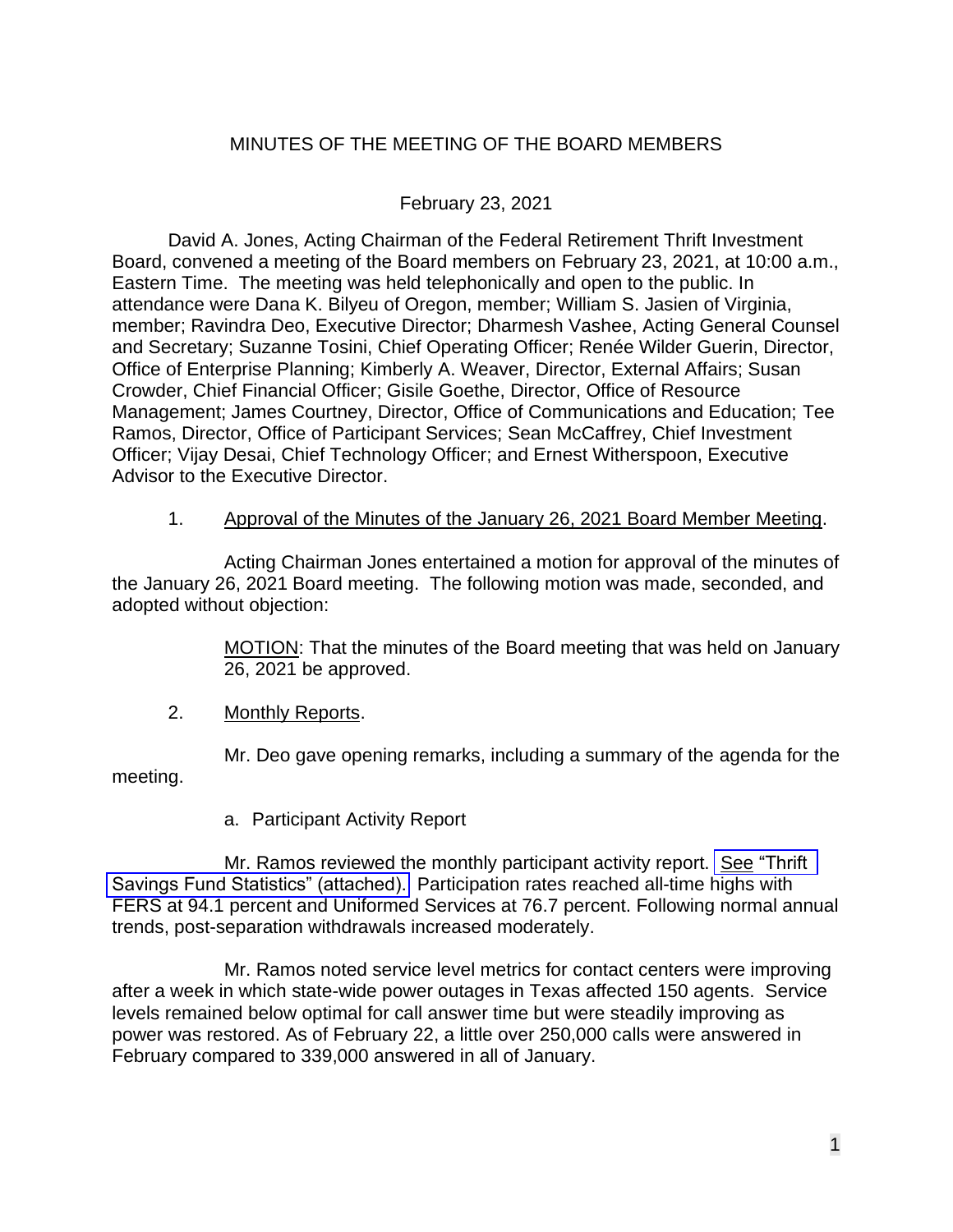# MINUTES OF THE MEETING OF THE BOARD MEMBERS

February 23, 2021

David A. Jones, Acting Chairman of the Federal Retirement Thrift Investment Board, convened a meeting of the Board members on February 23, 2021, at 10:00 a.m., Eastern Time. The meeting was held telephonically and open to the public. In attendance were Dana K. Bilyeu of Oregon, member; William S. Jasien of Virginia, member; Ravindra Deo, Executive Director; Dharmesh Vashee, Acting General Counsel and Secretary; Suzanne Tosini, Chief Operating Officer; Renée Wilder Guerin, Director, Office of Enterprise Planning; Kimberly A. Weaver, Director, External Affairs; Susan Crowder, Chief Financial Officer; Gisile Goethe, Director, Office of Resource Management; James Courtney, Director, Office of Communications and Education; Tee Ramos, Director, Office of Participant Services; Sean McCaffrey, Chief Investment Officer; Vijay Desai, Chief Technology Officer; and Ernest Witherspoon, Executive Advisor to the Executive Director.

1. Approval of the Minutes of the January 26, 2021 Board Member Meeting.

Acting Chairman Jones entertained a motion for approval of the minutes of the January 26, 2021 Board meeting. The following motion was made, seconded, and adopted without objection:

> MOTION: That the minutes of the Board meeting that was held on January 26, 2021 be approved.

2. Monthly Reports.

Mr. Deo gave opening remarks, including a summary of the agenda for the meeting.

a. Participant Activity Report

Mr. Ramos reviewed the monthly participant activity report. See "Thrift Savings Fund Statistics" (attached). Participation rates reached all-time highs with FERS at 94.1 percent and Uniformed Services at 76.7 percent. Following normal annual trends, post-separation withdrawals increased moderately.

Mr. Ramos noted service level metrics for contact centers were improving after a week in which state-wide power outages in Texas affected 150 agents. Service levels remained below optimal for call answer time but were steadily improving as power was restored. As of February 22, a little over 250,000 calls were answered in February compared to 339,000 answered in all of January.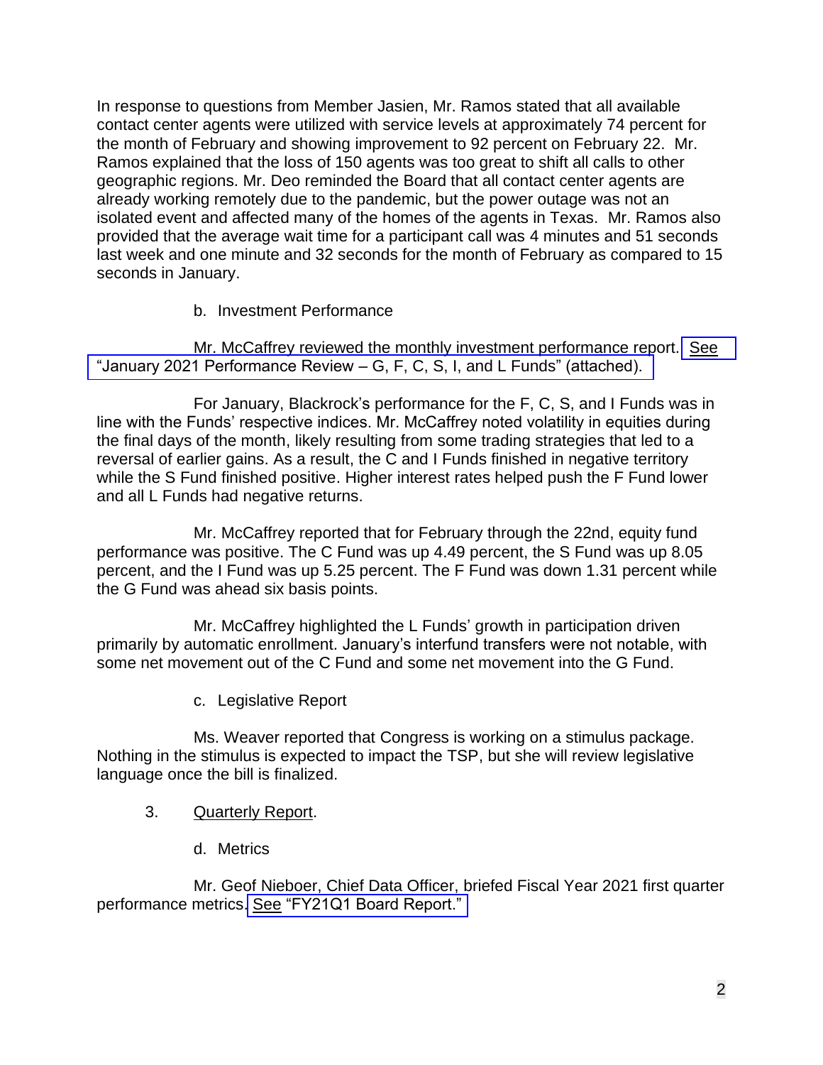In response to questions from Member Jasien, Mr. Ramos stated that all available contact center agents were utilized with service levels at approximately 74 percent for the month of February and showing improvement to 92 percent on February 22. Mr. Ramos explained that the loss of 150 agents was too great to shift all calls to other geographic regions. Mr. Deo reminded the Board that all contact center agents are already working remotely due to the pandemic, but the power outage was not an isolated event and affected many of the homes of the agents in Texas. Mr. Ramos also provided that the average wait time for a participant call was 4 minutes and 51 seconds last week and one minute and 32 seconds for the month of February as compared to 15 seconds in January.

b. Investment Performance

Mr. McCaffrey reviewed the monthly investment performance report. See "January 2021 Performance Review – G, F, C, S, I, and L Funds" (attached).

For January, Blackrock's performance for the F, C, S, and I Funds was in line with the Funds' respective indices. Mr. McCaffrey noted volatility in equities during the final days of the month, likely resulting from some trading strategies that led to a reversal of earlier gains. As a result, the C and I Funds finished in negative territory while the S Fund finished positive. Higher interest rates helped push the F Fund lower and all L Funds had negative returns.

Mr. McCaffrey reported that for February through the 22nd, equity fund performance was positive. The C Fund was up 4.49 percent, the S Fund was up 8.05 percent, and the I Fund was up 5.25 percent. The F Fund was down 1.31 percent while the G Fund was ahead six basis points.

Mr. McCaffrey highlighted the L Funds' growth in participation driven primarily by automatic enrollment. January's interfund transfers were not notable, with some net movement out of the C Fund and some net movement into the G Fund.

c. Legislative Report

Ms. Weaver reported that Congress is working on a stimulus package. Nothing in the stimulus is expected to impact the TSP, but she will review legislative language once the bill is finalized.

3. Quarterly Report.

d. Metrics

Mr. Geof Nieboer, Chief Data Officer, briefed Fiscal Year 2021 first quarter performance metrics. See "FY21Q1 Board Report."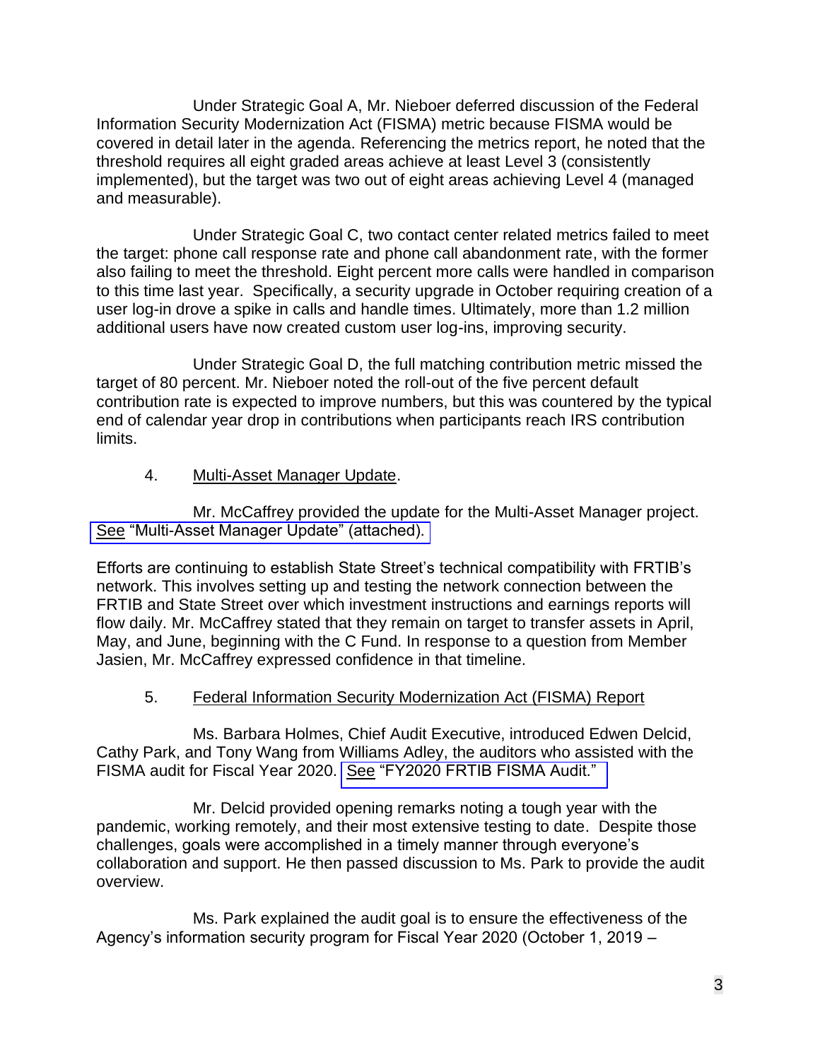Under Strategic Goal A, Mr. Nieboer deferred discussion of the Federal Information Security Modernization Act (FISMA) metric because FISMA would be covered in detail later in the agenda. Referencing the metrics report, he noted that the threshold requires all eight graded areas achieve at least Level 3 (consistently implemented), but the target was two out of eight areas achieving Level 4 (managed and measurable).

Under Strategic Goal C, two contact center related metrics failed to meet the target: phone call response rate and phone call abandonment rate, with the former also failing to meet the threshold. Eight percent more calls were handled in comparison to this time last year. Specifically, a security upgrade in October requiring creation of a user log-in drove a spike in calls and handle times. Ultimately, more than 1.2 million additional users have now created custom user log-ins, improving security.

Under Strategic Goal D, the full matching contribution metric missed the target of 80 percent. Mr. Nieboer noted the roll-out of the five percent default contribution rate is expected to improve numbers, but this was countered by the typical end of calendar year drop in contributions when participants reach IRS contribution limits.

4. Multi-Asset Manager Update.

Mr. McCaffrey provided the update for the Multi-Asset Manager project. See "Multi-Asset Manager Update" (attached).

Efforts are continuing to establish State Street's technical compatibility with FRTIB's network. This involves setting up and testing the network connection between the FRTIB and State Street over which investment instructions and earnings reports will flow daily. Mr. McCaffrey stated that they remain on target to transfer assets in April, May, and June, beginning with the C Fund. In response to a question from Member Jasien, Mr. McCaffrey expressed confidence in that timeline.

5. Federal Information Security Modernization Act (FISMA) Report

Ms. Barbara Holmes, Chief Audit Executive, introduced Edwen Delcid, Cathy Park, and Tony Wang from Williams Adley, the auditors who assisted with the FISMA audit for Fiscal Year 2020. See "FY2020 FRTIB FISMA Audit."

Mr. Delcid provided opening remarks noting a tough year with the pandemic, working remotely, and their most extensive testing to date. Despite those challenges, goals were accomplished in a timely manner through everyone's collaboration and support. He then passed discussion to Ms. Park to provide the audit overview.

Ms. Park explained the audit goal is to ensure the effectiveness of the Agency's information security program for Fiscal Year 2020 (October 1, 2019 –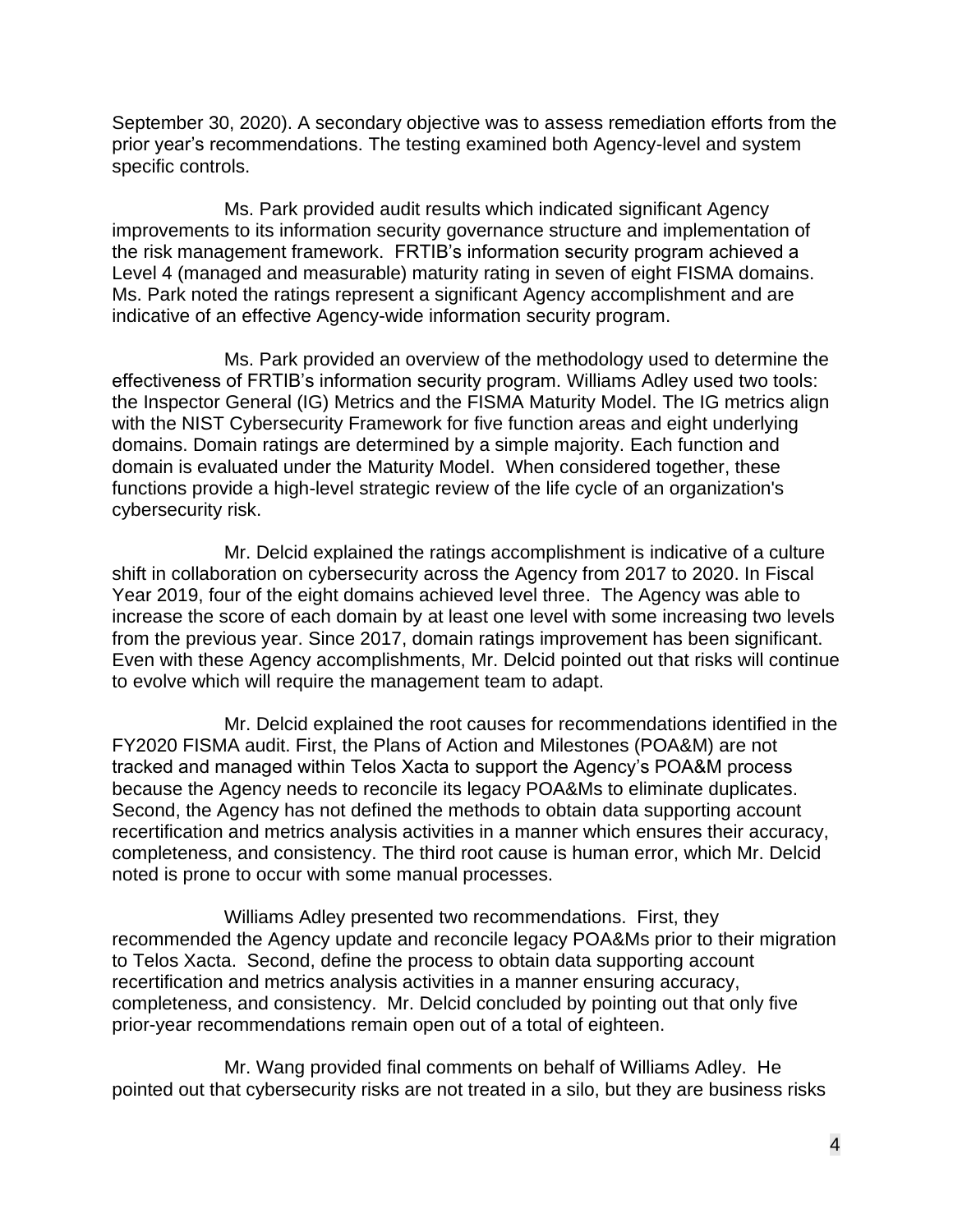September 30, 2020). A secondary objective was to assess remediation efforts from the prior year's recommendations. The testing examined both Agency-level and system specific controls.

Ms. Park provided audit results which indicated significant Agency improvements to its information security governance structure and implementation of the risk management framework. FRTIB's information security program achieved a Level 4 (managed and measurable) maturity rating in seven of eight FISMA domains. Ms. Park noted the ratings represent a significant Agency accomplishment and are indicative of an effective Agency-wide information security program.

Ms. Park provided an overview of the methodology used to determine the effectiveness of FRTIB's information security program. Williams Adley used two tools: the Inspector General (IG) Metrics and the FISMA Maturity Model. The IG metrics align with the NIST Cybersecurity Framework for five function areas and eight underlying domains. Domain ratings are determined by a simple majority. Each function and domain is evaluated under the Maturity Model. When considered together, these functions provide a high-level strategic review of the life cycle of an organization's cybersecurity risk.

Mr. Delcid explained the ratings accomplishment is indicative of a culture shift in collaboration on cybersecurity across the Agency from 2017 to 2020. In Fiscal Year 2019, four of the eight domains achieved level three. The Agency was able to increase the score of each domain by at least one level with some increasing two levels from the previous year. Since 2017, domain ratings improvement has been significant. Even with these Agency accomplishments, Mr. Delcid pointed out that risks will continue to evolve which will require the management team to adapt.

Mr. Delcid explained the root causes for recommendations identified in the FY2020 FISMA audit. First, the Plans of Action and Milestones (POA&M) are not tracked and managed within Telos Xacta to support the Agency's POA&M process because the Agency needs to reconcile its legacy POA&Ms to eliminate duplicates. Second, the Agency has not defined the methods to obtain data supporting account recertification and metrics analysis activities in a manner which ensures their accuracy, completeness, and consistency. The third root cause is human error, which Mr. Delcid noted is prone to occur with some manual processes.

Williams Adley presented two recommendations. First, they recommended the Agency update and reconcile legacy POA&Ms prior to their migration to Telos Xacta. Second, define the process to obtain data supporting account recertification and metrics analysis activities in a manner ensuring accuracy, completeness, and consistency. Mr. Delcid concluded by pointing out that only five prior-year recommendations remain open out of a total of eighteen.

Mr. Wang provided final comments on behalf of Williams Adley. He pointed out that cybersecurity risks are not treated in a silo, but they are business risks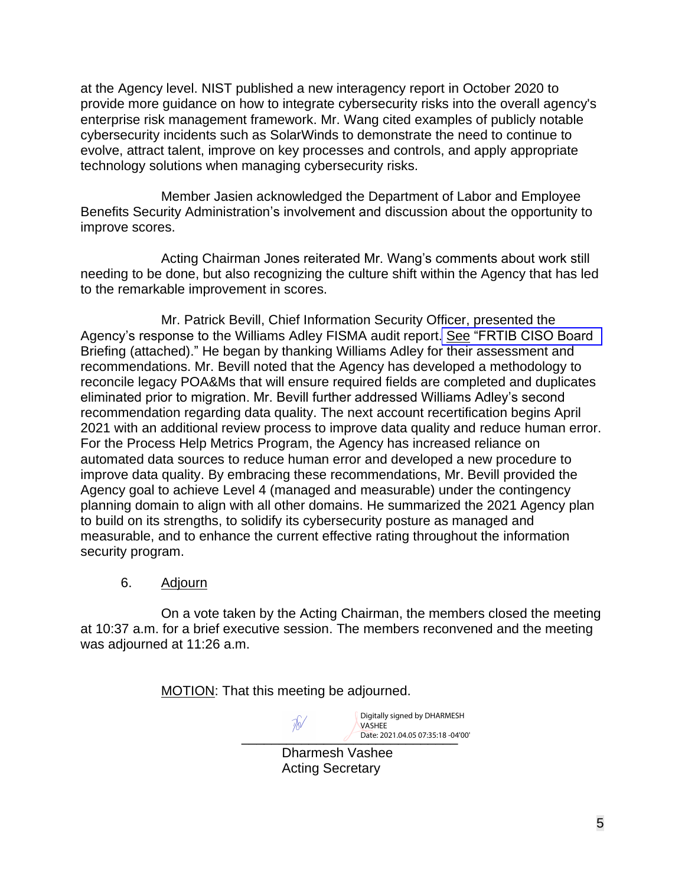at the Agency level. NIST published a new interagency report in October 2020 to provide more guidance on how to integrate cybersecurity risks into the overall agency's enterprise risk management framework. Mr. Wang cited examples of publicly notable cybersecurity incidents such as SolarWinds to demonstrate the need to continue to evolve, attract talent, improve on key processes and controls, and apply appropriate technology solutions when managing cybersecurity risks.

Member Jasien acknowledged the Department of Labor and Employee Benefits Security Administration's involvement and discussion about the opportunity to improve scores.

Acting Chairman Jones reiterated Mr. Wang's comments about work still needing to be done, but also recognizing the culture shift within the Agency that has led to the remarkable improvement in scores.

Mr. Patrick Bevill, Chief Information Security Officer, presented the Agency's response to the Williams Adley FISMA audit report. See "FRTIB CISO Board Briefing (attached)." He began by thanking Williams Adley for their assessment and recommendations. Mr. Bevill noted that the Agency has developed a methodology to reconcile legacy POA&Ms that will ensure required fields are completed and duplicates eliminated prior to migration. Mr. Bevill further addressed Williams Adley's second recommendation regarding data quality. The next account recertification begins April 2021 with an additional review process to improve data quality and reduce human error. For the Process Help Metrics Program, the Agency has increased reliance on automated data sources to reduce human error and developed a new procedure to improve data quality. By embracing these recommendations, Mr. Bevill provided the Agency goal to achieve Level 4 (managed and measurable) under the contingency planning domain to align with all other domains. He summarized the 2021 Agency plan to build on its strengths, to solidify its cybersecurity posture as managed and measurable, and to enhance the current effective rating throughout the information security program.

6. Adjourn

On a vote taken by the Acting Chairman, the members closed the meeting at 10:37 a.m. for a brief executive session. The members reconvened and the meeting was adjourned at 11:26 a.m.

MOTION: That this meeting be adjourned.

Digitally signed by DHARMESH VASHEE
Date: 2021.04.05 07:35:18 -04'00'

Dharmesh Vashee
Acting Secretary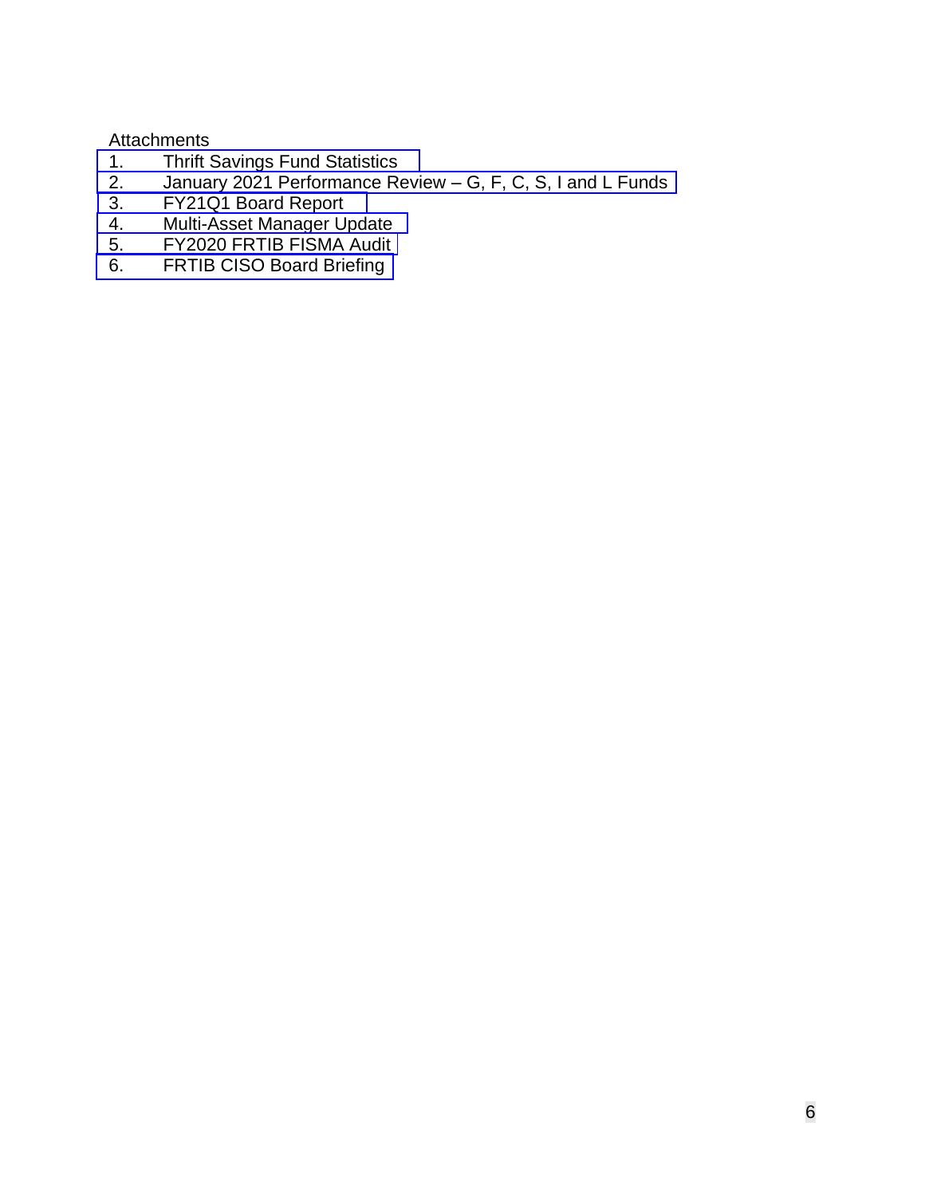Attachments

1. Thrift Savings Fund Statistics
2. January 2021 Performance Review – G, F, C, S, I and L Funds
3. FY21Q1 Board Report
4. Multi-Asset Manager Update
5. FY2020 FRTIB FISMA Audit
6. FRTIB CISO Board Briefing